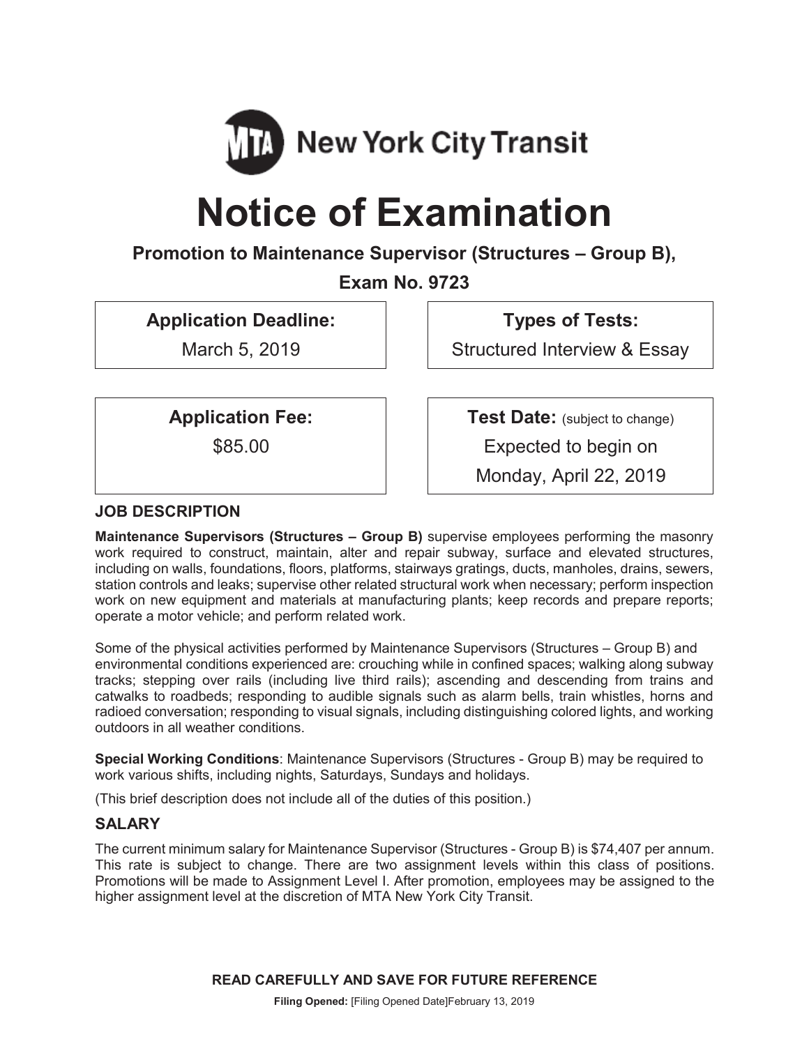MTA New York City Transit

# Notice of Examination

### Promotion to Maintenance Supervisor (Structures – Group B),

### Exam No. 9723

| Application Deadline: | Types of Tests: |
|---|---|
| March 5, 2019 | Structured Interview & Essay |

| Application Fee: | Test Date: (subject to change) |
|---|---|
| $85.00 | Expected to begin on Monday, April 22, 2019 |

## JOB DESCRIPTION

**Maintenance Supervisors (Structures – Group B)** supervise employees performing the masonry work required to construct, maintain, alter and repair subway, surface and elevated structures, including on walls, foundations, floors, platforms, stairways gratings, ducts, manholes, drains, sewers, station controls and leaks; supervise other related structural work when necessary; perform inspection work on new equipment and materials at manufacturing plants; keep records and prepare reports; operate a motor vehicle; and perform related work.

Some of the physical activities performed by Maintenance Supervisors (Structures – Group B) and environmental conditions experienced are: crouching while in confined spaces; walking along subway tracks; stepping over rails (including live third rails); ascending and descending from trains and catwalks to roadbeds; responding to audible signals such as alarm bells, train whistles, horns and radioed conversation; responding to visual signals, including distinguishing colored lights, and working outdoors in all weather conditions.

**Special Working Conditions**: Maintenance Supervisors (Structures - Group B) may be required to work various shifts, including nights, Saturdays, Sundays and holidays.

(This brief description does not include all of the duties of this position.)

## SALARY

The current minimum salary for Maintenance Supervisor (Structures - Group B) is $74,407 per annum. This rate is subject to change. There are two assignment levels within this class of positions. Promotions will be made to Assignment Level I. After promotion, employees may be assigned to the higher assignment level at the discretion of MTA New York City Transit.

**READ CAREFULLY AND SAVE FOR FUTURE REFERENCE**

**Filing Opened:** [Filing Opened Date]February 13, 2019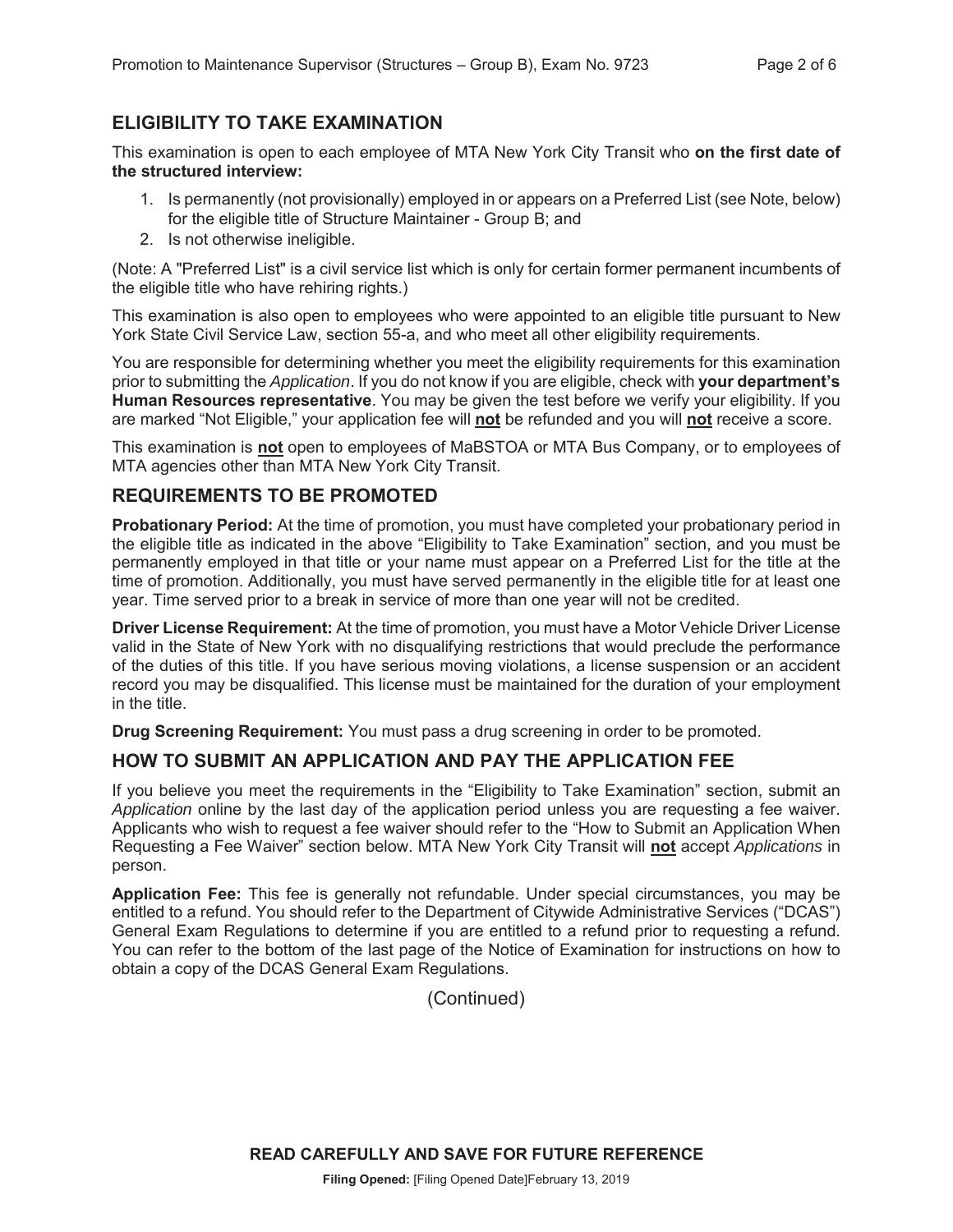## ELIGIBILITY TO TAKE EXAMINATION

This examination is open to each employee of MTA New York City Transit who **on the first date of the structured interview:**

1. Is permanently (not provisionally) employed in or appears on a Preferred List (see Note, below) for the eligible title of Structure Maintainer - Group B; and
2. Is not otherwise ineligible.

(Note: A "Preferred List" is a civil service list which is only for certain former permanent incumbents of the eligible title who have rehiring rights.)

This examination is also open to employees who were appointed to an eligible title pursuant to New York State Civil Service Law, section 55-a, and who meet all other eligibility requirements.

You are responsible for determining whether you meet the eligibility requirements for this examination prior to submitting the *Application*. If you do not know if you are eligible, check with **your department's Human Resources representative**. You may be given the test before we verify your eligibility. If you are marked "Not Eligible," your application fee will **not** be refunded and you will **not** receive a score.

This examination is **not** open to employees of MaBSTOA or MTA Bus Company, or to employees of MTA agencies other than MTA New York City Transit.

## REQUIREMENTS TO BE PROMOTED

**Probationary Period:** At the time of promotion, you must have completed your probationary period in the eligible title as indicated in the above "Eligibility to Take Examination" section, and you must be permanently employed in that title or your name must appear on a Preferred List for the title at the time of promotion. Additionally, you must have served permanently in the eligible title for at least one year. Time served prior to a break in service of more than one year will not be credited.

**Driver License Requirement:** At the time of promotion, you must have a Motor Vehicle Driver License valid in the State of New York with no disqualifying restrictions that would preclude the performance of the duties of this title. If you have serious moving violations, a license suspension or an accident record you may be disqualified. This license must be maintained for the duration of your employment in the title.

**Drug Screening Requirement:** You must pass a drug screening in order to be promoted.

## HOW TO SUBMIT AN APPLICATION AND PAY THE APPLICATION FEE

If you believe you meet the requirements in the "Eligibility to Take Examination" section, submit an *Application* online by the last day of the application period unless you are requesting a fee waiver. Applicants who wish to request a fee waiver should refer to the "How to Submit an Application When Requesting a Fee Waiver" section below. MTA New York City Transit will **not** accept *Applications* in person.

**Application Fee:** This fee is generally not refundable. Under special circumstances, you may be entitled to a refund. You should refer to the Department of Citywide Administrative Services ("DCAS") General Exam Regulations to determine if you are entitled to a refund prior to requesting a refund. You can refer to the bottom of the last page of the Notice of Examination for instructions on how to obtain a copy of the DCAS General Exam Regulations.

(Continued)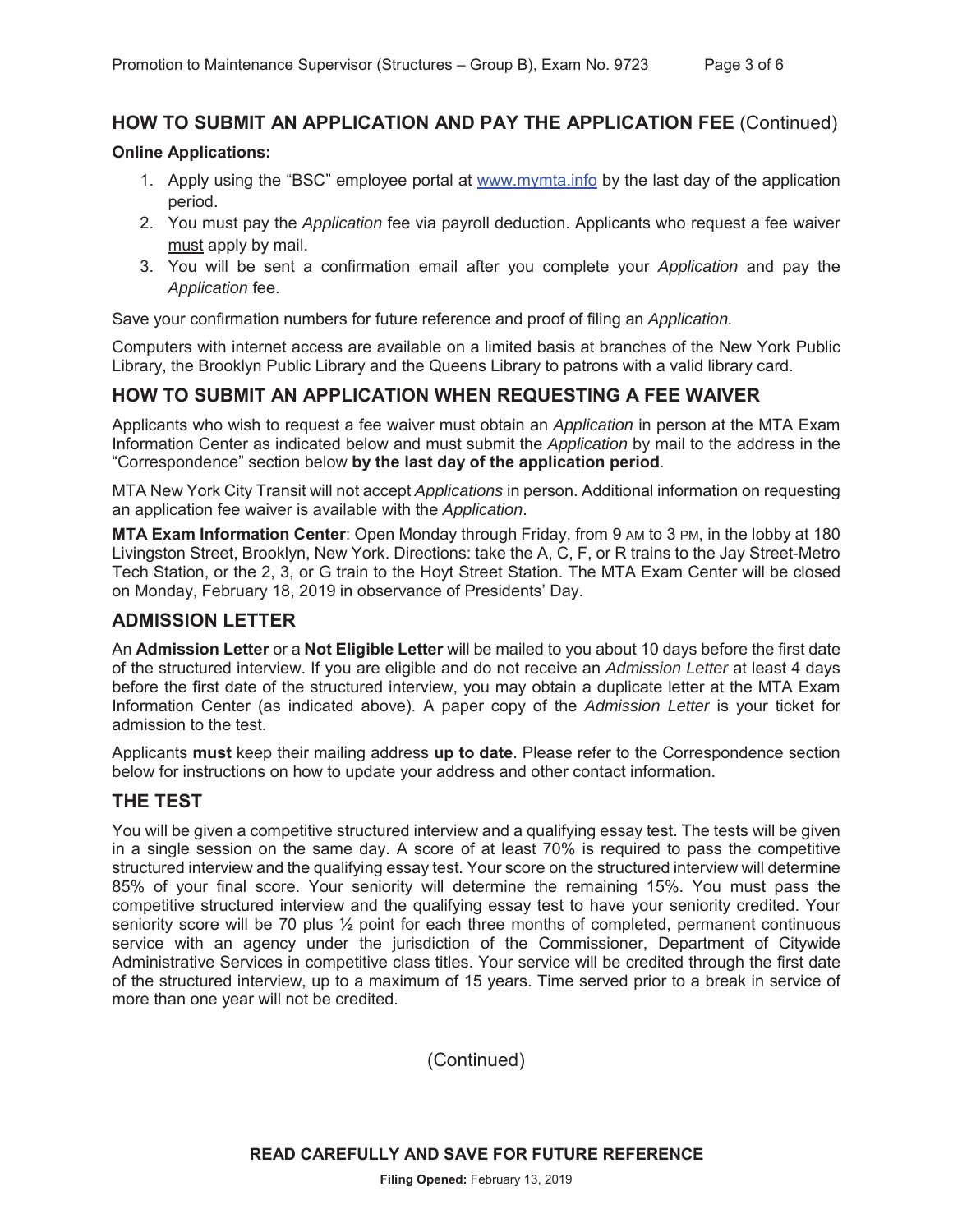## HOW TO SUBMIT AN APPLICATION AND PAY THE APPLICATION FEE (Continued)

**Online Applications:**

1. Apply using the "BSC" employee portal at www.mymta.info by the last day of the application period.
2. You must pay the *Application* fee via payroll deduction. Applicants who request a fee waiver must apply by mail.
3. You will be sent a confirmation email after you complete your *Application* and pay the *Application* fee.

Save your confirmation numbers for future reference and proof of filing an *Application.*

Computers with internet access are available on a limited basis at branches of the New York Public Library, the Brooklyn Public Library and the Queens Library to patrons with a valid library card.

## HOW TO SUBMIT AN APPLICATION WHEN REQUESTING A FEE WAIVER

Applicants who wish to request a fee waiver must obtain an *Application* in person at the MTA Exam Information Center as indicated below and must submit the *Application* by mail to the address in the "Correspondence" section below **by the last day of the application period**.

MTA New York City Transit will not accept *Applications* in person. Additional information on requesting an application fee waiver is available with the *Application*.

**MTA Exam Information Center**: Open Monday through Friday, from 9 AM to 3 PM, in the lobby at 180 Livingston Street, Brooklyn, New York. Directions: take the A, C, F, or R trains to the Jay Street-Metro Tech Station, or the 2, 3, or G train to the Hoyt Street Station. The MTA Exam Center will be closed on Monday, February 18, 2019 in observance of Presidents' Day.

## ADMISSION LETTER

An **Admission Letter** or a **Not Eligible Letter** will be mailed to you about 10 days before the first date of the structured interview. If you are eligible and do not receive an *Admission Letter* at least 4 days before the first date of the structured interview, you may obtain a duplicate letter at the MTA Exam Information Center (as indicated above). A paper copy of the *Admission Letter* is your ticket for admission to the test.

Applicants **must** keep their mailing address **up to date**. Please refer to the Correspondence section below for instructions on how to update your address and other contact information.

## THE TEST

You will be given a competitive structured interview and a qualifying essay test. The tests will be given in a single session on the same day. A score of at least 70% is required to pass the competitive structured interview and the qualifying essay test. Your score on the structured interview will determine 85% of your final score. Your seniority will determine the remaining 15%. You must pass the competitive structured interview and the qualifying essay test to have your seniority credited. Your seniority score will be 70 plus ½ point for each three months of completed, permanent continuous service with an agency under the jurisdiction of the Commissioner, Department of Citywide Administrative Services in competitive class titles. Your service will be credited through the first date of the structured interview, up to a maximum of 15 years. Time served prior to a break in service of more than one year will not be credited.

(Continued)

**READ CAREFULLY AND SAVE FOR FUTURE REFERENCE**

**Filing Opened:** February 13, 2019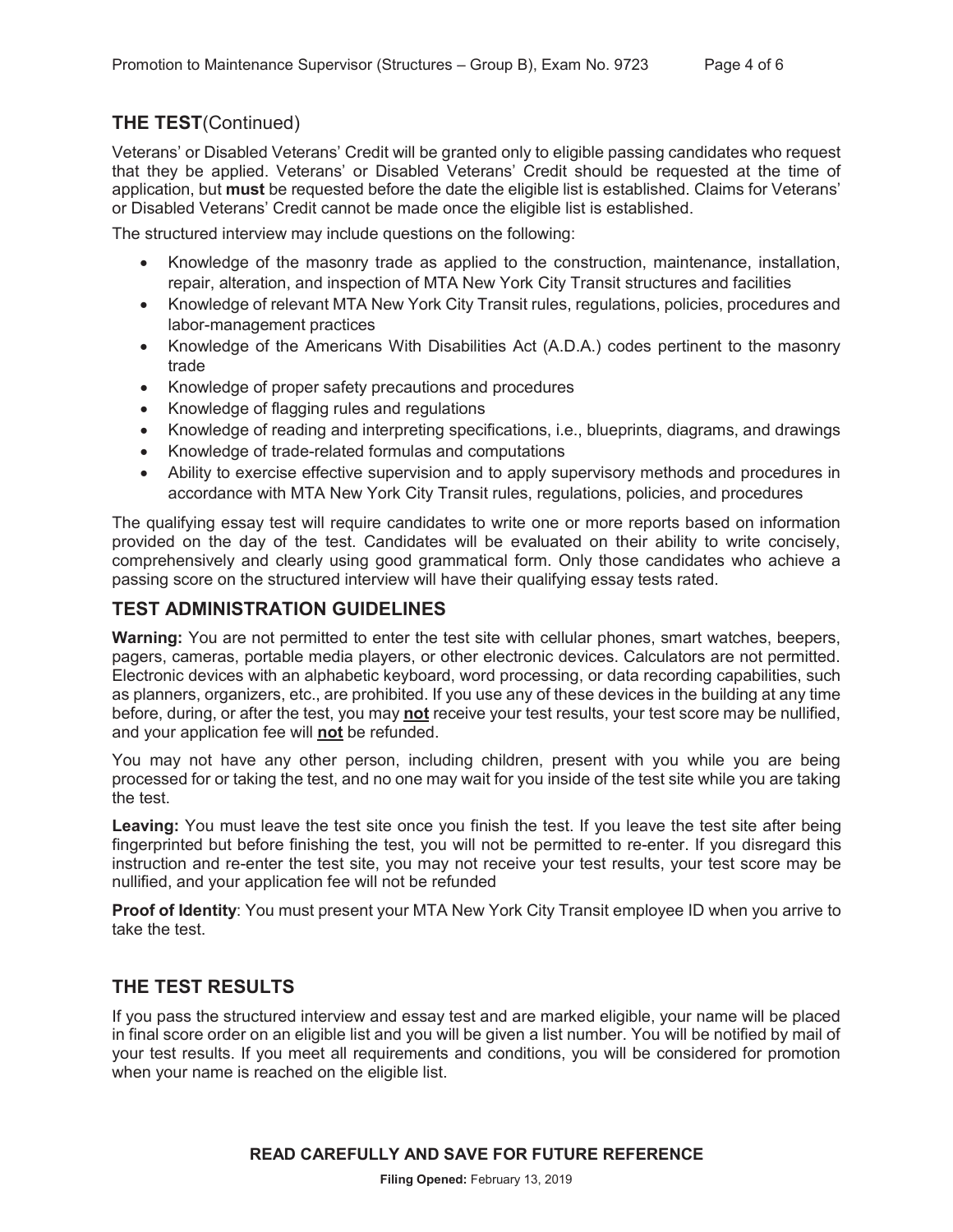## THE TEST (Continued)

Veterans' or Disabled Veterans' Credit will be granted only to eligible passing candidates who request that they be applied. Veterans' or Disabled Veterans' Credit should be requested at the time of application, but **must** be requested before the date the eligible list is established. Claims for Veterans' or Disabled Veterans' Credit cannot be made once the eligible list is established.

The structured interview may include questions on the following:

- Knowledge of the masonry trade as applied to the construction, maintenance, installation, repair, alteration, and inspection of MTA New York City Transit structures and facilities
- Knowledge of relevant MTA New York City Transit rules, regulations, policies, procedures and labor-management practices
- Knowledge of the Americans With Disabilities Act (A.D.A.) codes pertinent to the masonry trade
- Knowledge of proper safety precautions and procedures
- Knowledge of flagging rules and regulations
- Knowledge of reading and interpreting specifications, i.e., blueprints, diagrams, and drawings
- Knowledge of trade-related formulas and computations
- Ability to exercise effective supervision and to apply supervisory methods and procedures in accordance with MTA New York City Transit rules, regulations, policies, and procedures

The qualifying essay test will require candidates to write one or more reports based on information provided on the day of the test. Candidates will be evaluated on their ability to write concisely, comprehensively and clearly using good grammatical form. Only those candidates who achieve a passing score on the structured interview will have their qualifying essay tests rated.

## TEST ADMINISTRATION GUIDELINES

**Warning:** You are not permitted to enter the test site with cellular phones, smart watches, beepers, pagers, cameras, portable media players, or other electronic devices. Calculators are not permitted. Electronic devices with an alphabetic keyboard, word processing, or data recording capabilities, such as planners, organizers, etc., are prohibited. If you use any of these devices in the building at any time before, during, or after the test, you may **not** receive your test results, your test score may be nullified, and your application fee will **not** be refunded.

You may not have any other person, including children, present with you while you are being processed for or taking the test, and no one may wait for you inside of the test site while you are taking the test.

**Leaving:** You must leave the test site once you finish the test. If you leave the test site after being fingerprinted but before finishing the test, you will not be permitted to re-enter. If you disregard this instruction and re-enter the test site, you may not receive your test results, your test score may be nullified, and your application fee will not be refunded

**Proof of Identity**: You must present your MTA New York City Transit employee ID when you arrive to take the test.

## THE TEST RESULTS

If you pass the structured interview and essay test and are marked eligible, your name will be placed in final score order on an eligible list and you will be given a list number. You will be notified by mail of your test results. If you meet all requirements and conditions, you will be considered for promotion when your name is reached on the eligible list.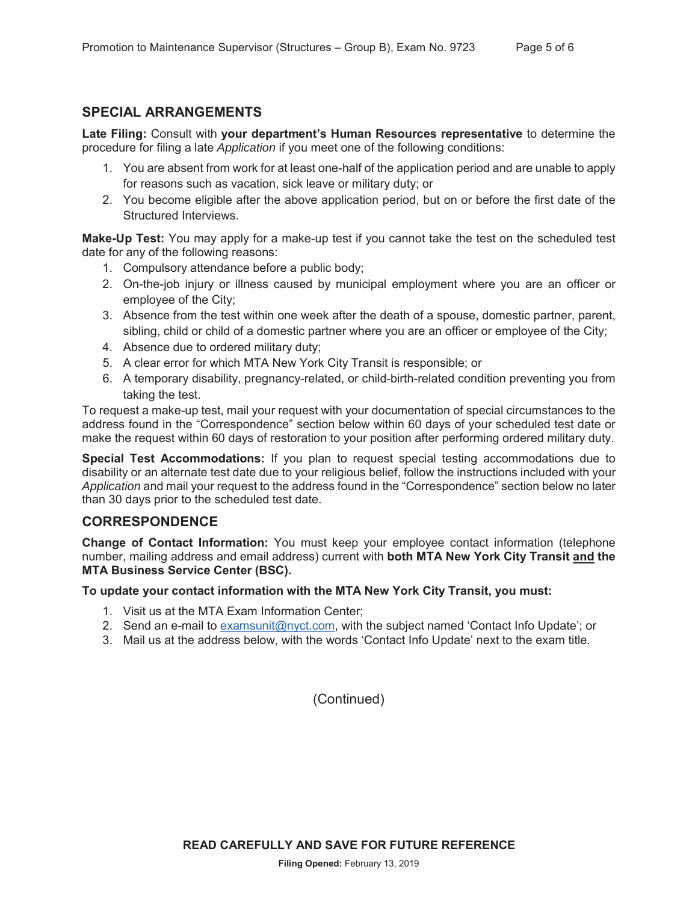## SPECIAL ARRANGEMENTS

**Late Filing:** Consult with **your department's Human Resources representative** to determine the procedure for filing a late *Application* if you meet one of the following conditions:

1. You are absent from work for at least one-half of the application period and are unable to apply for reasons such as vacation, sick leave or military duty; or
2. You become eligible after the above application period, but on or before the first date of the Structured Interviews.

**Make-Up Test:** You may apply for a make-up test if you cannot take the test on the scheduled test date for any of the following reasons:

1. Compulsory attendance before a public body;
2. On-the-job injury or illness caused by municipal employment where you are an officer or employee of the City;
3. Absence from the test within one week after the death of a spouse, domestic partner, parent, sibling, child or child of a domestic partner where you are an officer or employee of the City;
4. Absence due to ordered military duty;
5. A clear error for which MTA New York City Transit is responsible; or
6. A temporary disability, pregnancy-related, or child-birth-related condition preventing you from taking the test.

To request a make-up test, mail your request with your documentation of special circumstances to the address found in the "Correspondence" section below within 60 days of your scheduled test date or make the request within 60 days of restoration to your position after performing ordered military duty.

**Special Test Accommodations:** If you plan to request special testing accommodations due to disability or an alternate test date due to your religious belief, follow the instructions included with your *Application* and mail your request to the address found in the "Correspondence" section below no later than 30 days prior to the scheduled test date.

## CORRESPONDENCE

**Change of Contact Information:** You must keep your employee contact information (telephone number, mailing address and email address) current with **both MTA New York City Transit <u>and</u> the MTA Business Service Center (BSC).**

**To update your contact information with the MTA New York City Transit, you must:**

1. Visit us at the MTA Exam Information Center;
2. Send an e-mail to examsunit@nyct.com, with the subject named 'Contact Info Update'; or
3. Mail us at the address below, with the words 'Contact Info Update' next to the exam title.

(Continued)

**READ CAREFULLY AND SAVE FOR FUTURE REFERENCE**

**Filing Opened:** February 13, 2019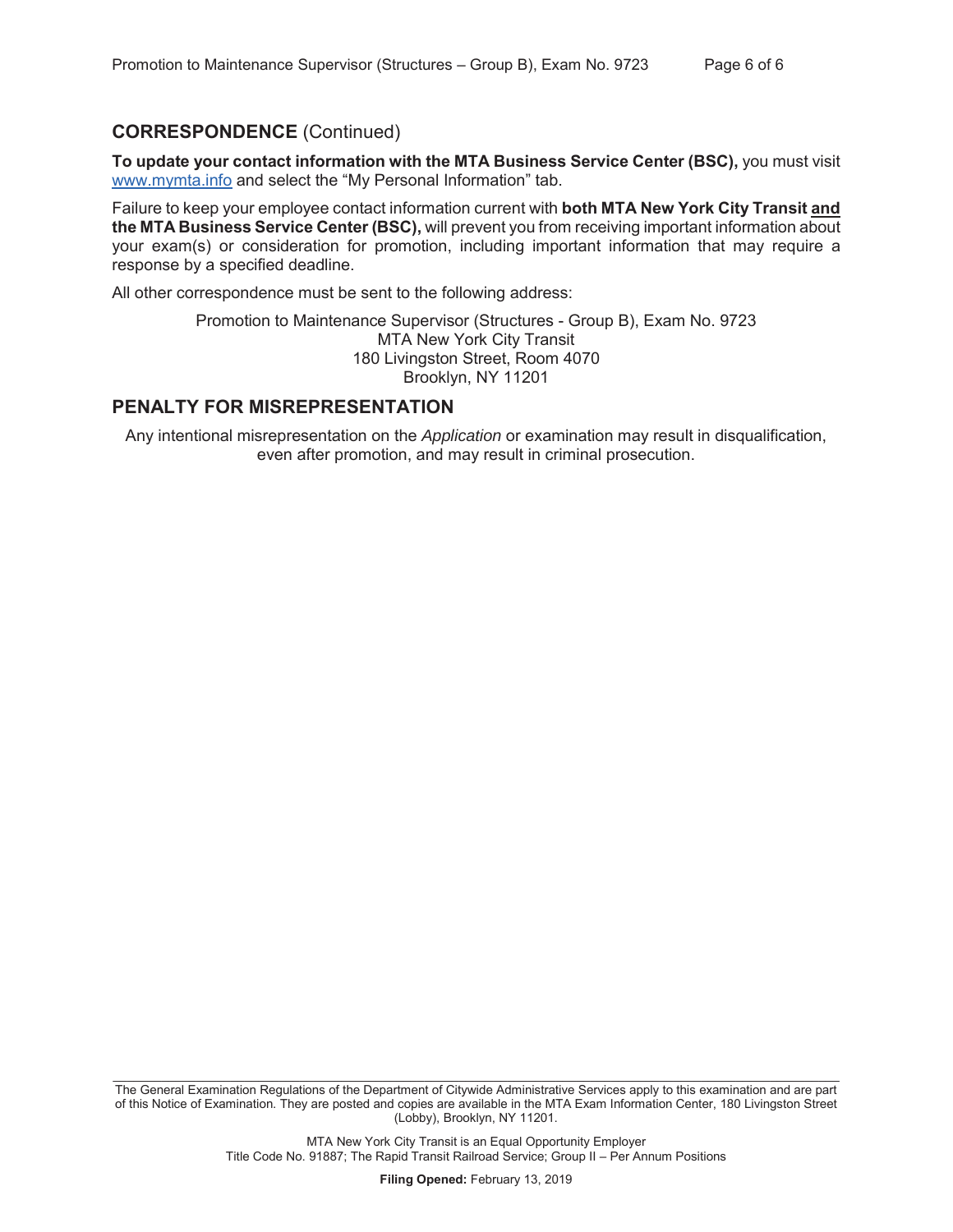## CORRESPONDENCE (Continued)

**To update your contact information with the MTA Business Service Center (BSC),** you must visit www.mymta.info and select the "My Personal Information" tab.

Failure to keep your employee contact information current with **both MTA New York City Transit and the MTA Business Service Center (BSC),** will prevent you from receiving important information about your exam(s) or consideration for promotion, including important information that may require a response by a specified deadline.

All other correspondence must be sent to the following address:

Promotion to Maintenance Supervisor (Structures - Group B), Exam No. 9723
MTA New York City Transit
180 Livingston Street, Room 4070
Brooklyn, NY 11201

## PENALTY FOR MISREPRESENTATION

Any intentional misrepresentation on the *Application* or examination may result in disqualification, even after promotion, and may result in criminal prosecution.

---

The General Examination Regulations of the Department of Citywide Administrative Services apply to this examination and are part of this Notice of Examination. They are posted and copies are available in the MTA Exam Information Center, 180 Livingston Street (Lobby), Brooklyn, NY 11201.

MTA New York City Transit is an Equal Opportunity Employer
Title Code No. 91887; The Rapid Transit Railroad Service; Group II – Per Annum Positions

**Filing Opened:** February 13, 2019